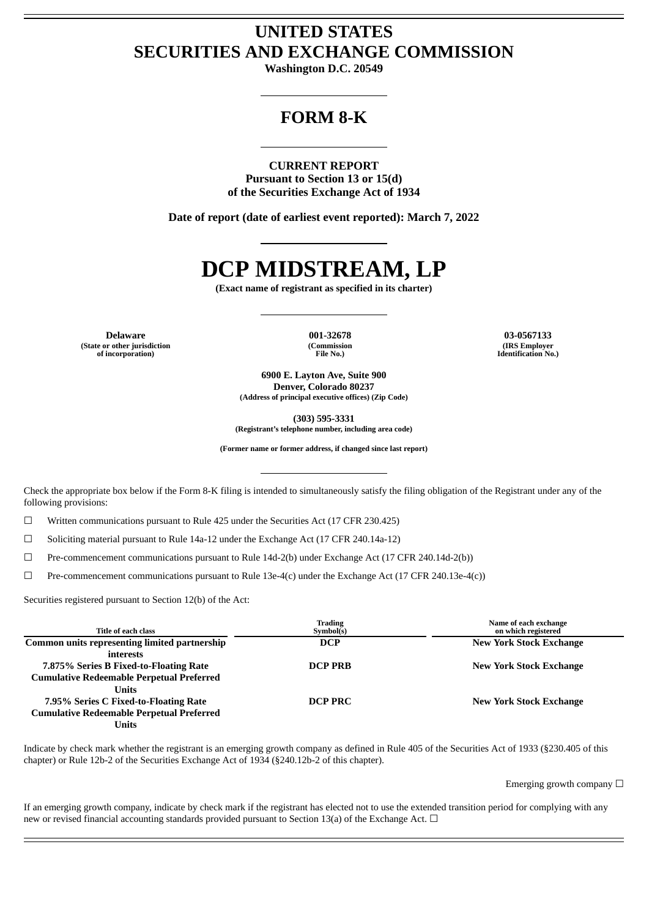# UNITED STATES
# SECURITIES AND EXCHANGE COMMISSION

**Washington D.C. 20549**

## FORM 8-K

**CURRENT REPORT**
**Pursuant to Section 13 or 15(d)**
**of the Securities Exchange Act of 1934**

**Date of report (date of earliest event reported): March 7, 2022**

# DCP MIDSTREAM, LP

**(Exact name of registrant as specified in its charter)**

| Delaware | 001-32678 | 03-0567133 |
|---|---|---|
| (State or other jurisdiction of incorporation) | (Commission File No.) | (IRS Employer Identification No.) |

**6900 E. Layton Ave, Suite 900**
**Denver, Colorado 80237**
**(Address of principal executive offices) (Zip Code)**

**(303) 595-3331**
**(Registrant's telephone number, including area code)**

**(Former name or former address, if changed since last report)**

Check the appropriate box below if the Form 8-K filing is intended to simultaneously satisfy the filing obligation of the Registrant under any of the following provisions:

☐ Written communications pursuant to Rule 425 under the Securities Act (17 CFR 230.425)

☐ Soliciting material pursuant to Rule 14a-12 under the Exchange Act (17 CFR 240.14a-12)

☐ Pre-commencement communications pursuant to Rule 14d-2(b) under Exchange Act (17 CFR 240.14d-2(b))

☐ Pre-commencement communications pursuant to Rule 13e-4(c) under the Exchange Act (17 CFR 240.13e-4(c))

Securities registered pursuant to Section 12(b) of the Act:

| Title of each class | Trading Symbol(s) | Name of each exchange on which registered |
|---|---|---|
| **Common units representing limited partnership interests** | **DCP** | **New York Stock Exchange** |
| **7.875% Series B Fixed-to-Floating Rate Cumulative Redeemable Perpetual Preferred Units** | **DCP PRB** | **New York Stock Exchange** |
| **7.95% Series C Fixed-to-Floating Rate Cumulative Redeemable Perpetual Preferred Units** | **DCP PRC** | **New York Stock Exchange** |

Indicate by check mark whether the registrant is an emerging growth company as defined in Rule 405 of the Securities Act of 1933 (§230.405 of this chapter) or Rule 12b-2 of the Securities Exchange Act of 1934 (§240.12b-2 of this chapter).

Emerging growth company ☐

If an emerging growth company, indicate by check mark if the registrant has elected not to use the extended transition period for complying with any new or revised financial accounting standards provided pursuant to Section 13(a) of the Exchange Act. ☐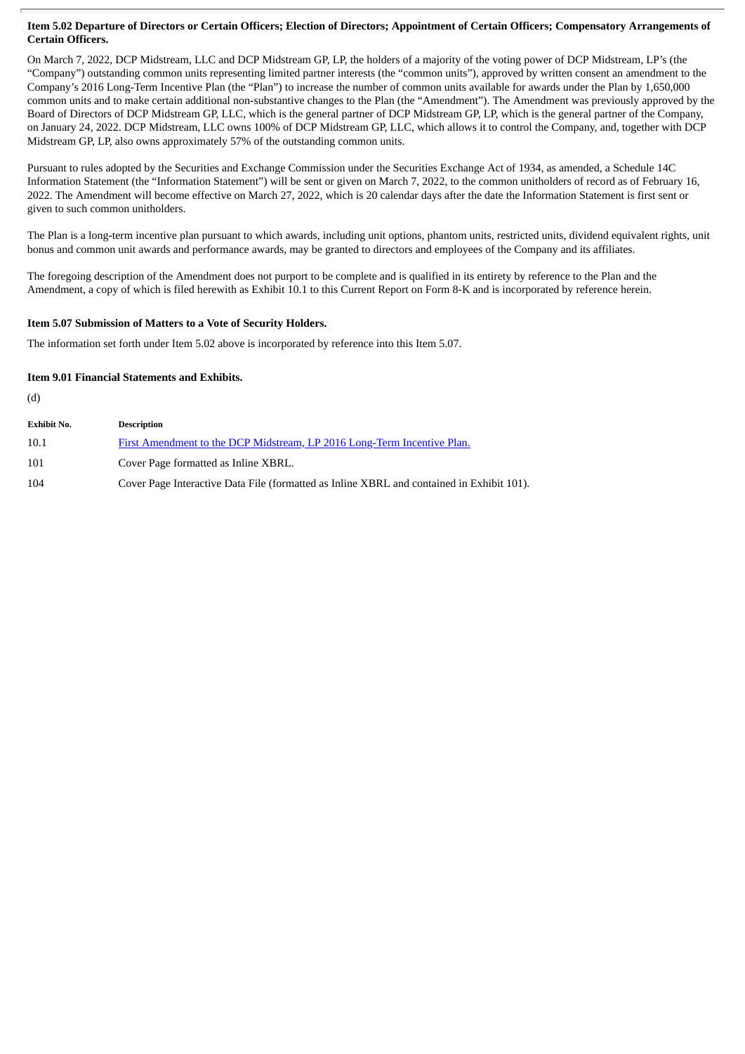**Item 5.02 Departure of Directors or Certain Officers; Election of Directors; Appointment of Certain Officers; Compensatory Arrangements of Certain Officers.**

On March 7, 2022, DCP Midstream, LLC and DCP Midstream GP, LP, the holders of a majority of the voting power of DCP Midstream, LP's (the "Company") outstanding common units representing limited partner interests (the "common units"), approved by written consent an amendment to the Company's 2016 Long-Term Incentive Plan (the "Plan") to increase the number of common units available for awards under the Plan by 1,650,000 common units and to make certain additional non-substantive changes to the Plan (the "Amendment"). The Amendment was previously approved by the Board of Directors of DCP Midstream GP, LLC, which is the general partner of DCP Midstream GP, LP, which is the general partner of the Company, on January 24, 2022. DCP Midstream, LLC owns 100% of DCP Midstream GP, LLC, which allows it to control the Company, and, together with DCP Midstream GP, LP, also owns approximately 57% of the outstanding common units.

Pursuant to rules adopted by the Securities and Exchange Commission under the Securities Exchange Act of 1934, as amended, a Schedule 14C Information Statement (the "Information Statement") will be sent or given on March 7, 2022, to the common unitholders of record as of February 16, 2022. The Amendment will become effective on March 27, 2022, which is 20 calendar days after the date the Information Statement is first sent or given to such common unitholders.

The Plan is a long-term incentive plan pursuant to which awards, including unit options, phantom units, restricted units, dividend equivalent rights, unit bonus and common unit awards and performance awards, may be granted to directors and employees of the Company and its affiliates.

The foregoing description of the Amendment does not purport to be complete and is qualified in its entirety by reference to the Plan and the Amendment, a copy of which is filed herewith as Exhibit 10.1 to this Current Report on Form 8-K and is incorporated by reference herein.

**Item 5.07 Submission of Matters to a Vote of Security Holders.**

The information set forth under Item 5.02 above is incorporated by reference into this Item 5.07.

**Item 9.01 Financial Statements and Exhibits.**

(d)

| Exhibit No. | Description |
|---|---|
| 10.1 | First Amendment to the DCP Midstream, LP 2016 Long-Term Incentive Plan. |
| 101 | Cover Page formatted as Inline XBRL. |
| 104 | Cover Page Interactive Data File (formatted as Inline XBRL and contained in Exhibit 101). |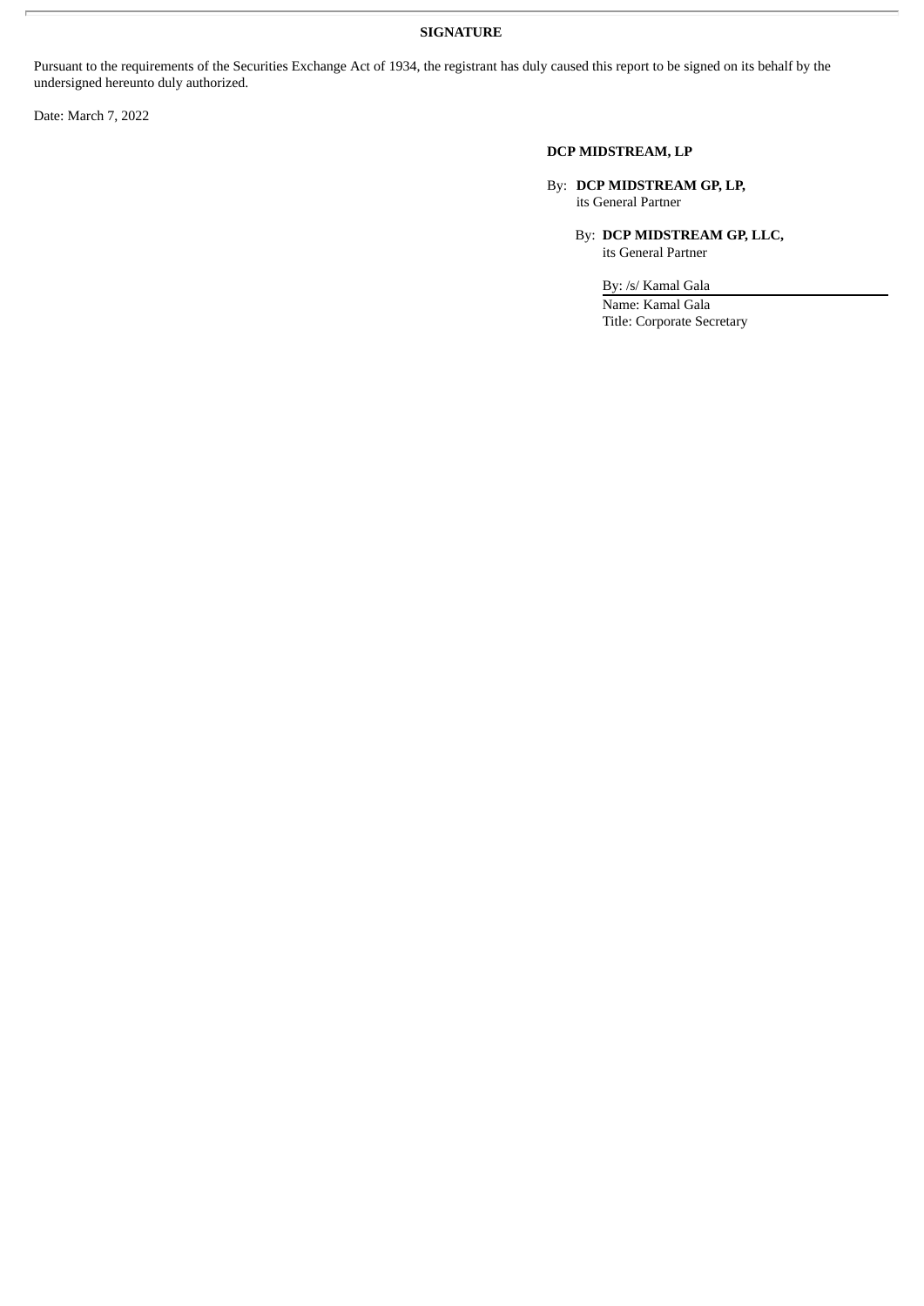**SIGNATURE**

Pursuant to the requirements of the Securities Exchange Act of 1934, the registrant has duly caused this report to be signed on its behalf by the undersigned hereunto duly authorized.

Date: March 7, 2022

**DCP MIDSTREAM, LP**

By: **DCP MIDSTREAM GP, LP,**
its General Partner

By: **DCP MIDSTREAM GP, LLC,**
its General Partner

By: /s/ Kamal Gala
Name: Kamal Gala
Title: Corporate Secretary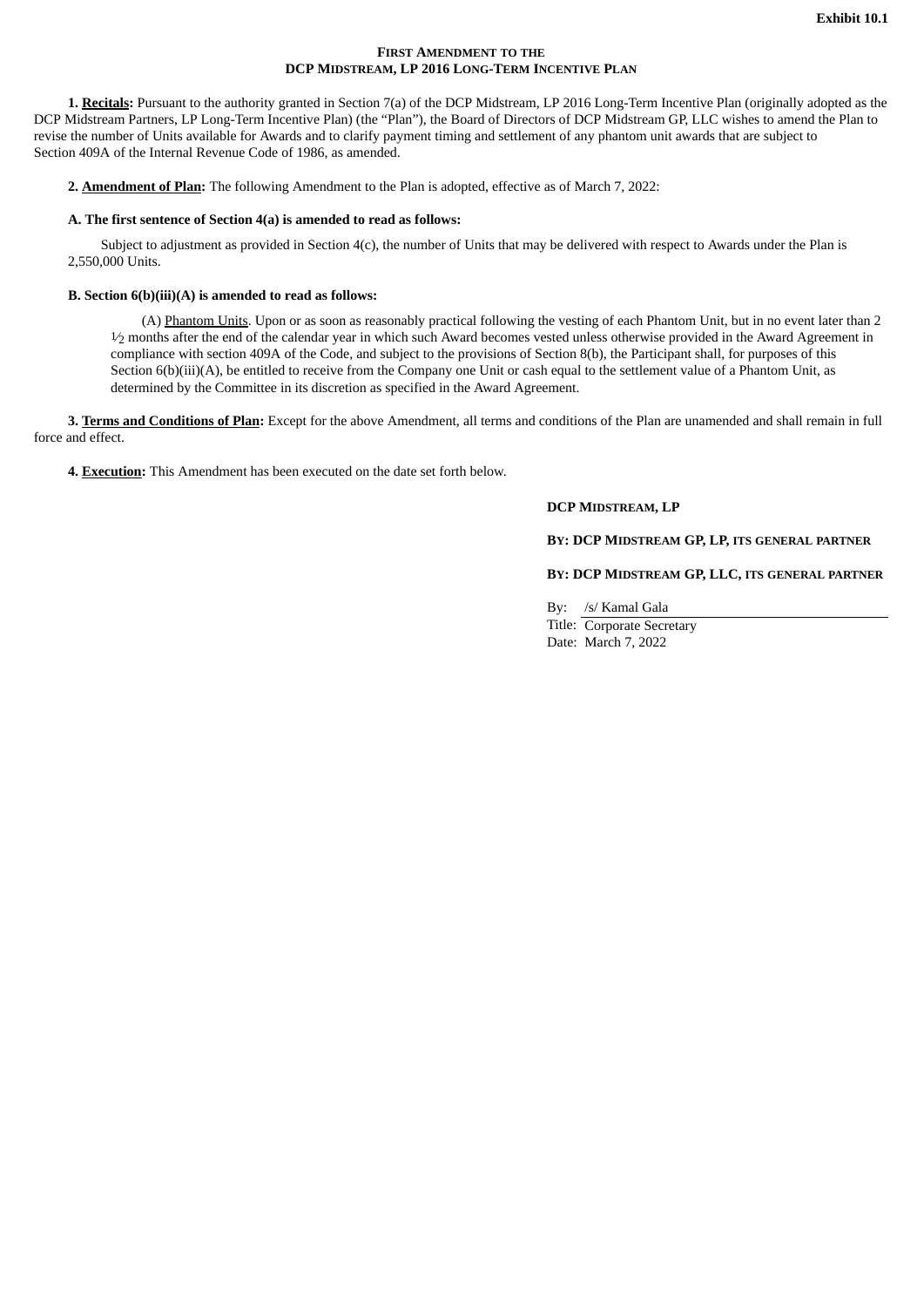Exhibit 10.1

# FIRST AMENDMENT TO THE DCP MIDSTREAM, LP 2016 LONG-TERM INCENTIVE PLAN

**1. Recitals:** Pursuant to the authority granted in Section 7(a) of the DCP Midstream, LP 2016 Long-Term Incentive Plan (originally adopted as the DCP Midstream Partners, LP Long-Term Incentive Plan) (the "Plan"), the Board of Directors of DCP Midstream GP, LLC wishes to amend the Plan to revise the number of Units available for Awards and to clarify payment timing and settlement of any phantom unit awards that are subject to Section 409A of the Internal Revenue Code of 1986, as amended.

**2. Amendment of Plan:** The following Amendment to the Plan is adopted, effective as of March 7, 2022:

**A. The first sentence of Section 4(a) is amended to read as follows:**

Subject to adjustment as provided in Section 4(c), the number of Units that may be delivered with respect to Awards under the Plan is 2,550,000 Units.

**B. Section 6(b)(iii)(A) is amended to read as follows:**

> (A) Phantom Units. Upon or as soon as reasonably practical following the vesting of each Phantom Unit, but in no event later than 2 ½ months after the end of the calendar year in which such Award becomes vested unless otherwise provided in the Award Agreement in compliance with section 409A of the Code, and subject to the provisions of Section 8(b), the Participant shall, for purposes of this Section 6(b)(iii)(A), be entitled to receive from the Company one Unit or cash equal to the settlement value of a Phantom Unit, as determined by the Committee in its discretion as specified in the Award Agreement.

**3. Terms and Conditions of Plan:** Except for the above Amendment, all terms and conditions of the Plan are unamended and shall remain in full force and effect.

**4. Execution:** This Amendment has been executed on the date set forth below.

**DCP MIDSTREAM, LP**

**BY: DCP MIDSTREAM GP, LP, ITS GENERAL PARTNER**

**BY: DCP MIDSTREAM GP, LLC, ITS GENERAL PARTNER**

By: /s/ Kamal Gala
Title: Corporate Secretary
Date: March 7, 2022